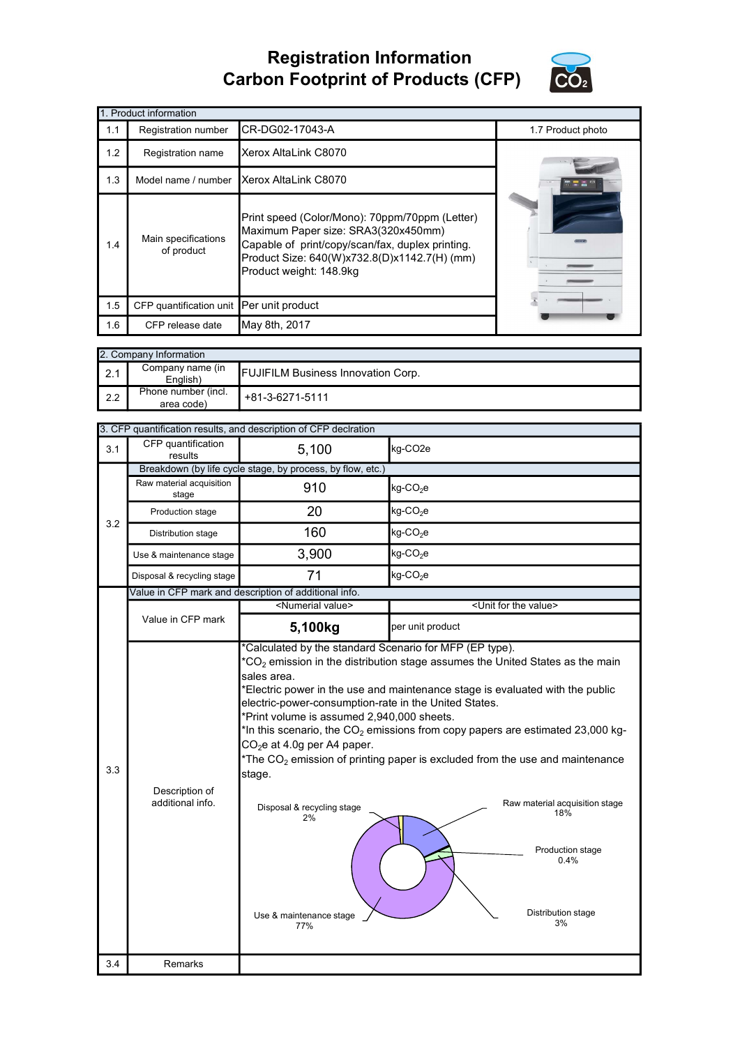# Registration Information
# Carbon Footprint of Products (CFP)

| 1. Product information | | | |
|---|---|---|---|
| 1.1 | Registration number | CR-DG02-17043-A | 1.7 Product photo |
| 1.2 | Registration name | Xerox AltaLink C8070 | |
| 1.3 | Model name / number | Xerox AltaLink C8070 | |
| 1.4 | Main specifications of product | Print speed (Color/Mono): 70ppm/70ppm (Letter)<br>Maximum Paper size: SRA3(320x450mm)<br>Capable of print/copy/scan/fax, duplex printing.<br>Product Size: 640(W)x732.8(D)x1142.7(H) (mm)<br>Product weight: 148.9kg | |
| 1.5 | CFP quantification unit | Per unit product | |
| 1.6 | CFP release date | May 8th, 2017 | |

| 2. Company Information | | |
|---|---|---|
| 2.1 | Company name (in English) | FUJIFILM Business Innovation Corp. |
| 2.2 | Phone number (incl. area code) | +81-3-6271-5111 |

| 3. CFP quantification results, and description of CFP declration | | | |
|---|---|---|---|
| 3.1 | CFP quantification results | 5,100 | kg-CO2e |
| 3.2 | Breakdown (by life cycle stage, by process, by flow, etc.) | | |
| | Raw material acquisition stage | 910 | kg-$CO_2$e |
| | Production stage | 20 | kg-$CO_2$e |
| | Distribution stage | 160 | kg-$CO_2$e |
| | Use & maintenance stage | 3,900 | kg-$CO_2$e |
| | Disposal & recycling stage | 71 | kg-$CO_2$e |
| 3.3 | Value in CFP mark and description of additional info. | | |
| | Value in CFP mark | <Numerial value> | <Unit for the value> |
| | | **5,100kg** | per unit product |
| | Description of additional info. | *Calculated by the standard Scenario for MFP (EP type).<br>*$CO_2$ emission in the distribution stage assumes the United States as the main sales area.<br>*Electric power in the use and maintenance stage is evaluated with the public electric-power-consumption-rate in the United States.<br>*Print volume is assumed 2,940,000 sheets.<br>*In this scenario, the $CO_2$ emissions from copy papers are estimated 23,000 kg-$CO_2$e at 4.0g per A4 paper.<br>*The $CO_2$ emission of printing paper is excluded from the use and maintenance stage. | |
| 3.4 | Remarks | | |

Raw material acquisition stage 18%
Production stage 0.4%
Distribution stage 3%
Use & maintenance stage 77%
Disposal & recycling stage 2%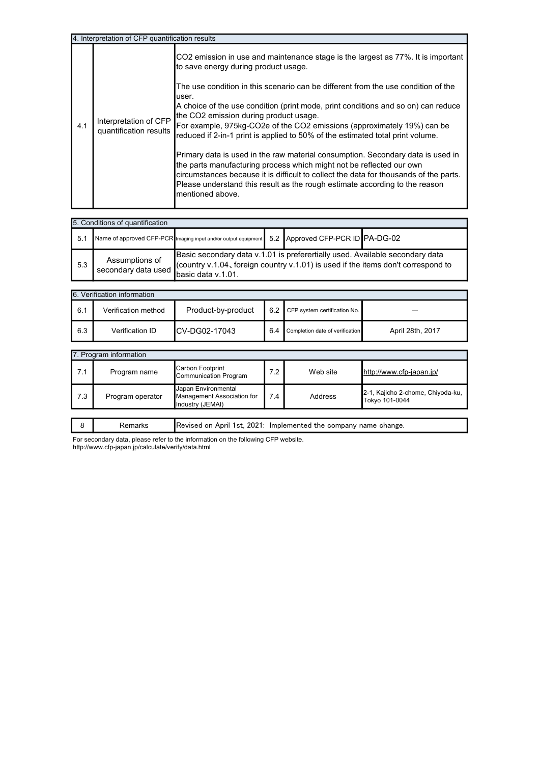## 4. Interpretation of CFP quantification results

| | | |
|---|---|---|
| 4.1 | Interpretation of CFP quantification results | $CO_2$ emission in use and maintenance stage is the largest as 77%. It is important to save energy during product usage.<br><br>The use condition in this scenario can be different from the use condition of the user.<br>A choice of the use condition (print mode, print conditions and so on) can reduce the $CO_2$ emission during product usage.<br>For example, 975kg-$CO_2$e of the $CO_2$ emissions (approximately 19%) can be reduced if 2-in-1 print is applied to 50% of the estimated total print volume.<br><br>Primary data is used in the raw material consumption. Secondary data is used in the parts manufacturing process which might not be reflected our own circumstances because it is difficult to collect the data for thousands of the parts. Please understand this result as the rough estimate according to the reason mentioned above. |

## 5. Conditions of quantification

| | | | | | |
|---|---|---|---|---|---|
| 5.1 | Name of approved CFP-PCR | Imaging input and/or output equipment | 5.2 | Approved CFP-PCR ID | PA-DG-02 |
| 5.3 | Assumptions of secondary data used | Basic secondary data v.1.01 is preferertially used. Available secondary data (country v.1.04、foreign country v.1.01) is used if the items don't correspond to basic data v.1.01. | | | |

## 6. Verification information

| | | | | | |
|---|---|---|---|---|---|
| 6.1 | Verification method | Product-by-product | 6.2 | CFP system certification No. | — |
| 6.3 | Verification ID | CV-DG02-17043 | 6.4 | Completion date of verification | April 28th, 2017 |

## 7. Program information

| | | | | | |
|---|---|---|---|---|---|
| 7.1 | Program name | Carbon Footprint Communication Program | 7.2 | Web site | http://www.cfp-japan.jp/ |
| 7.3 | Program operator | Japan Environmental Management Association for Industry (JEMAI) | 7.4 | Address | 2-1, Kajicho 2-chome, Chiyoda-ku, Tokyo 101-0044 |

| | | |
|---|---|---|
| 8 | Remarks | Revised on April 1st, 2021: Implemented the company name change. |

For secondary data, please refer to the information on the following CFP website.
http://www.cfp-japan.jp/calculate/verify/data.html